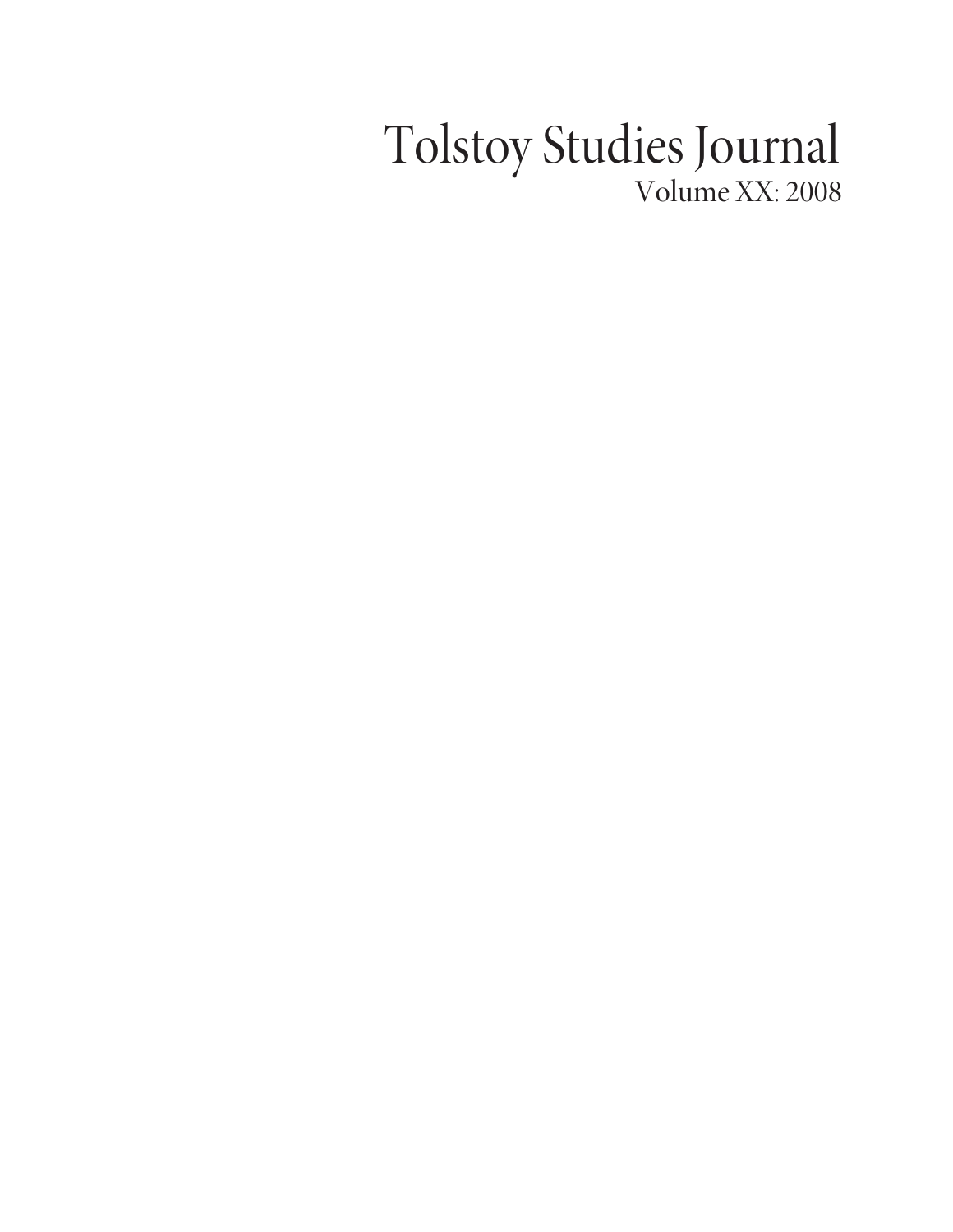# Tolstoy Studies Journal

Volume XX: 2008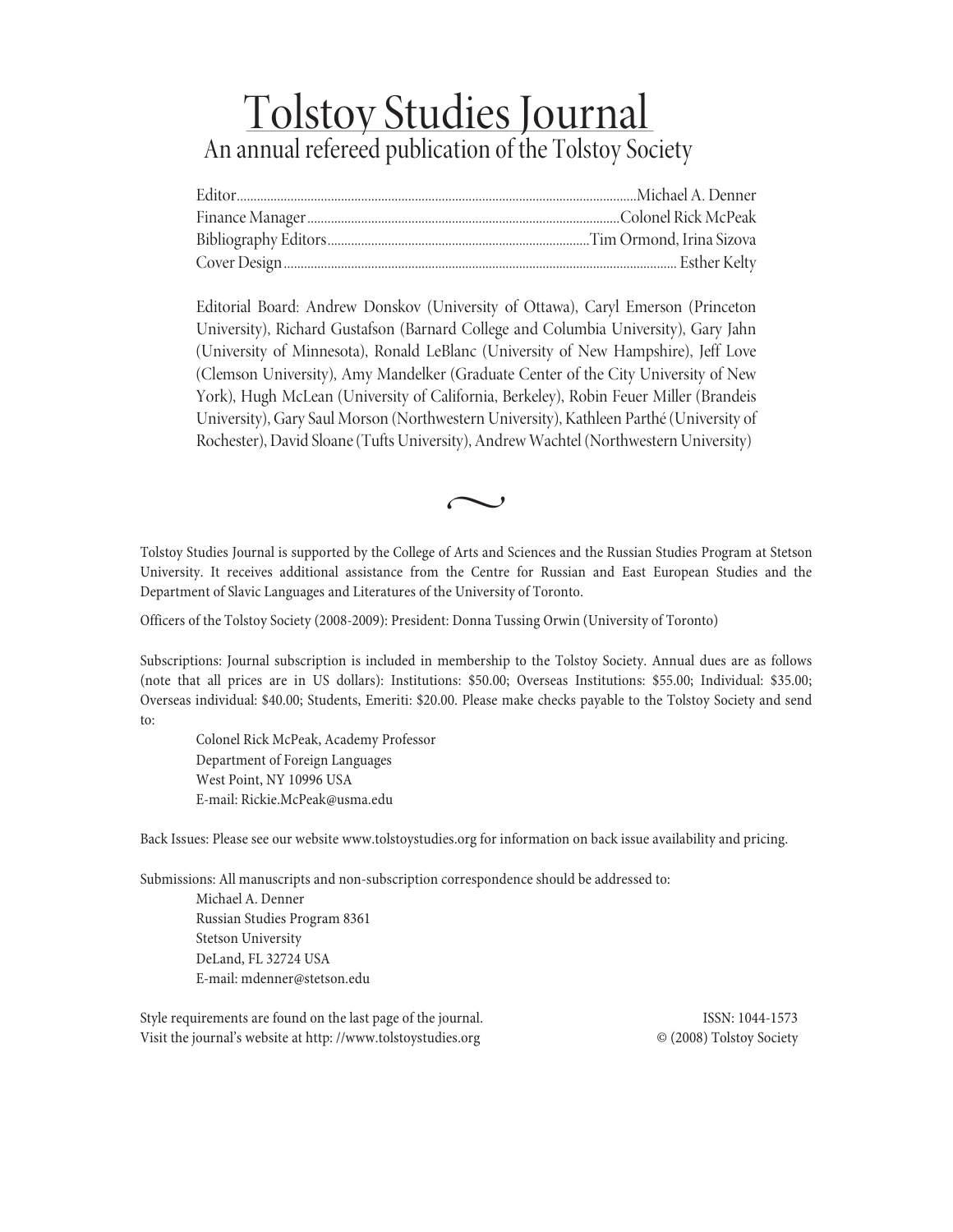# Tolstoy Studies Journal

## An annual refereed publication of the Tolstoy Society

Editor....................Michael A. Denner
Finance Manager....................Colonel Rick McPeak
Bibliography Editors....................Tim Ormond, Irina Sizova
Cover Design....................Esther Kelty

Editorial Board: Andrew Donskov (University of Ottawa), Caryl Emerson (Princeton University), Richard Gustafson (Barnard College and Columbia University), Gary Jahn (University of Minnesota), Ronald LeBlanc (University of New Hampshire), Jeff Love (Clemson University), Amy Mandelker (Graduate Center of the City University of New York), Hugh McLean (University of California, Berkeley), Robin Feuer Miller (Brandeis University), Gary Saul Morson (Northwestern University), Kathleen Parthé (University of Rochester), David Sloane (Tufts University), Andrew Wachtel (Northwestern University)

~

Tolstoy Studies Journal is supported by the College of Arts and Sciences and the Russian Studies Program at Stetson University. It receives additional assistance from the Centre for Russian and East European Studies and the Department of Slavic Languages and Literatures of the University of Toronto.

Officers of the Tolstoy Society (2008-2009): President: Donna Tussing Orwin (University of Toronto)

Subscriptions: Journal subscription is included in membership to the Tolstoy Society. Annual dues are as follows (note that all prices are in US dollars): Institutions: $50.00; Overseas Institutions: $55.00; Individual: $35.00; Overseas individual: $40.00; Students, Emeriti: $20.00. Please make checks payable to the Tolstoy Society and send to:

Colonel Rick McPeak, Academy Professor
Department of Foreign Languages
West Point, NY 10996 USA
E-mail: Rickie.McPeak@usma.edu

Back Issues: Please see our website www.tolstoystudies.org for information on back issue availability and pricing.

Submissions: All manuscripts and non-subscription correspondence should be addressed to:

Michael A. Denner
Russian Studies Program 8361
Stetson University
DeLand, FL 32724 USA
E-mail: mdenner@stetson.edu

Style requirements are found on the last page of the journal.
Visit the journal's website at http: //www.tolstoystudies.org

ISSN: 1044-1573
© (2008) Tolstoy Society